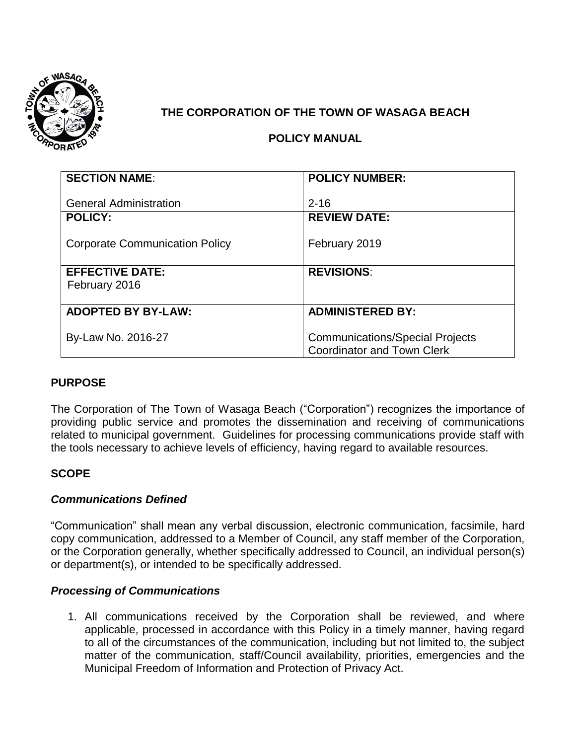# THE CORPORATION OF THE TOWN OF WASAGA BEACH

## POLICY MANUAL

| SECTION NAME: | POLICY NUMBER: |
|---|---|
| General Administration | 2-16 |
| **POLICY:** Corporate Communication Policy | **REVIEW DATE:** February 2019 |
| **EFFECTIVE DATE:** February 2016 | **REVISIONS:** |
| **ADOPTED BY BY-LAW:** By-Law No. 2016-27 | **ADMINISTERED BY:** Communications/Special Projects Coordinator and Town Clerk |

## PURPOSE

The Corporation of The Town of Wasaga Beach ("Corporation") recognizes the importance of providing public service and promotes the dissemination and receiving of communications related to municipal government. Guidelines for processing communications provide staff with the tools necessary to achieve levels of efficiency, having regard to available resources.

## SCOPE

### *Communications Defined*

"Communication" shall mean any verbal discussion, electronic communication, facsimile, hard copy communication, addressed to a Member of Council, any staff member of the Corporation, or the Corporation generally, whether specifically addressed to Council, an individual person(s) or department(s), or intended to be specifically addressed.

### *Processing of Communications*

1. All communications received by the Corporation shall be reviewed, and where applicable, processed in accordance with this Policy in a timely manner, having regard to all of the circumstances of the communication, including but not limited to, the subject matter of the communication, staff/Council availability, priorities, emergencies and the Municipal Freedom of Information and Protection of Privacy Act.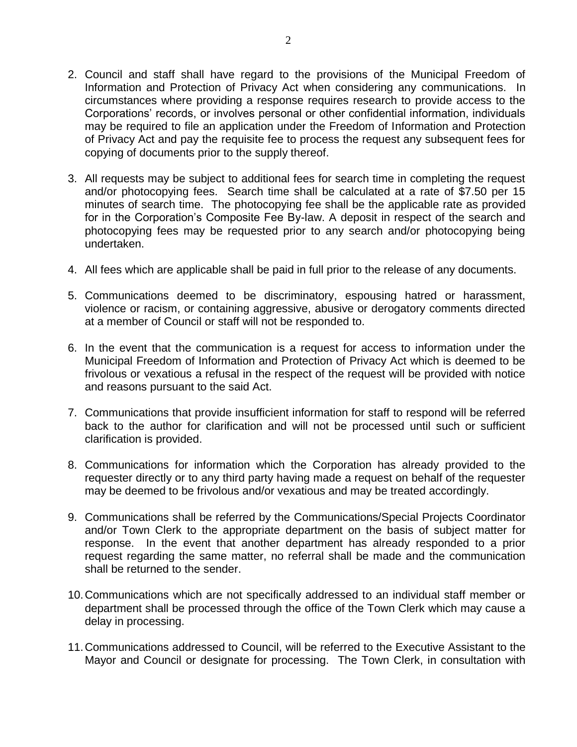2. Council and staff shall have regard to the provisions of the Municipal Freedom of Information and Protection of Privacy Act when considering any communications. In circumstances where providing a response requires research to provide access to the Corporations' records, or involves personal or other confidential information, individuals may be required to file an application under the Freedom of Information and Protection of Privacy Act and pay the requisite fee to process the request any subsequent fees for copying of documents prior to the supply thereof.

3. All requests may be subject to additional fees for search time in completing the request and/or photocopying fees. Search time shall be calculated at a rate of $7.50 per 15 minutes of search time. The photocopying fee shall be the applicable rate as provided for in the Corporation's Composite Fee By-law. A deposit in respect of the search and photocopying fees may be requested prior to any search and/or photocopying being undertaken.

4. All fees which are applicable shall be paid in full prior to the release of any documents.

5. Communications deemed to be discriminatory, espousing hatred or harassment, violence or racism, or containing aggressive, abusive or derogatory comments directed at a member of Council or staff will not be responded to.

6. In the event that the communication is a request for access to information under the Municipal Freedom of Information and Protection of Privacy Act which is deemed to be frivolous or vexatious a refusal in the respect of the request will be provided with notice and reasons pursuant to the said Act.

7. Communications that provide insufficient information for staff to respond will be referred back to the author for clarification and will not be processed until such or sufficient clarification is provided.

8. Communications for information which the Corporation has already provided to the requester directly or to any third party having made a request on behalf of the requester may be deemed to be frivolous and/or vexatious and may be treated accordingly.

9. Communications shall be referred by the Communications/Special Projects Coordinator and/or Town Clerk to the appropriate department on the basis of subject matter for response. In the event that another department has already responded to a prior request regarding the same matter, no referral shall be made and the communication shall be returned to the sender.

10. Communications which are not specifically addressed to an individual staff member or department shall be processed through the office of the Town Clerk which may cause a delay in processing.

11. Communications addressed to Council, will be referred to the Executive Assistant to the Mayor and Council or designate for processing. The Town Clerk, in consultation with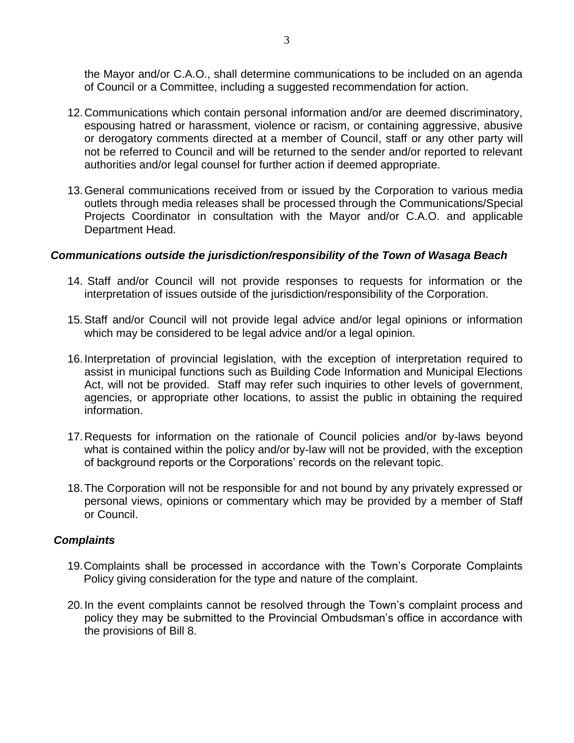the Mayor and/or C.A.O., shall determine communications to be included on an agenda of Council or a Committee, including a suggested recommendation for action.

12. Communications which contain personal information and/or are deemed discriminatory, espousing hatred or harassment, violence or racism, or containing aggressive, abusive or derogatory comments directed at a member of Council, staff or any other party will not be referred to Council and will be returned to the sender and/or reported to relevant authorities and/or legal counsel for further action if deemed appropriate.

13. General communications received from or issued by the Corporation to various media outlets through media releases shall be processed through the Communications/Special Projects Coordinator in consultation with the Mayor and/or C.A.O. and applicable Department Head.

### *Communications outside the jurisdiction/responsibility of the Town of Wasaga Beach*

14. Staff and/or Council will not provide responses to requests for information or the interpretation of issues outside of the jurisdiction/responsibility of the Corporation.

15. Staff and/or Council will not provide legal advice and/or legal opinions or information which may be considered to be legal advice and/or a legal opinion.

16. Interpretation of provincial legislation, with the exception of interpretation required to assist in municipal functions such as Building Code Information and Municipal Elections Act, will not be provided. Staff may refer such inquiries to other levels of government, agencies, or appropriate other locations, to assist the public in obtaining the required information.

17. Requests for information on the rationale of Council policies and/or by-laws beyond what is contained within the policy and/or by-law will not be provided, with the exception of background reports or the Corporations' records on the relevant topic.

18. The Corporation will not be responsible for and not bound by any privately expressed or personal views, opinions or commentary which may be provided by a member of Staff or Council.

### *Complaints*

19. Complaints shall be processed in accordance with the Town's Corporate Complaints Policy giving consideration for the type and nature of the complaint.

20. In the event complaints cannot be resolved through the Town's complaint process and policy they may be submitted to the Provincial Ombudsman's office in accordance with the provisions of Bill 8.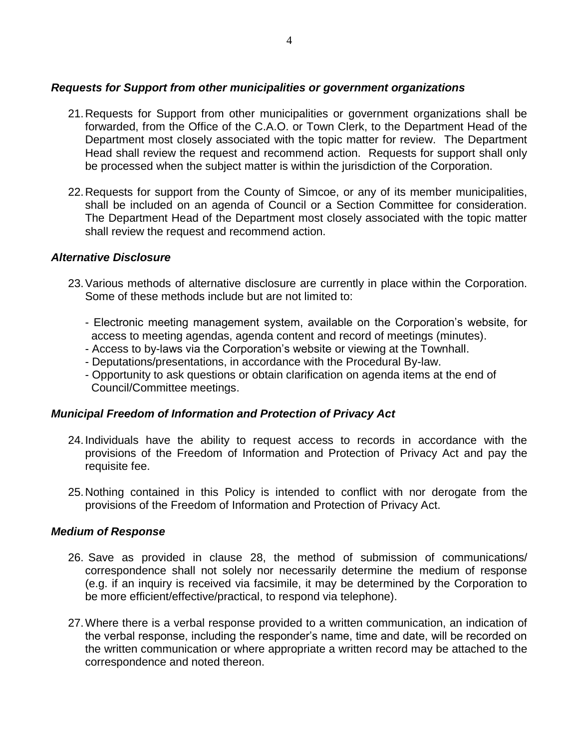### *Requests for Support from other municipalities or government organizations*

21. Requests for Support from other municipalities or government organizations shall be forwarded, from the Office of the C.A.O. or Town Clerk, to the Department Head of the Department most closely associated with the topic matter for review. The Department Head shall review the request and recommend action. Requests for support shall only be processed when the subject matter is within the jurisdiction of the Corporation.

22. Requests for support from the County of Simcoe, or any of its member municipalities, shall be included on an agenda of Council or a Section Committee for consideration. The Department Head of the Department most closely associated with the topic matter shall review the request and recommend action.

### *Alternative Disclosure*

23. Various methods of alternative disclosure are currently in place within the Corporation. Some of these methods include but are not limited to:

    - Electronic meeting management system, available on the Corporation's website, for access to meeting agendas, agenda content and record of meetings (minutes).
    - Access to by-laws via the Corporation's website or viewing at the Townhall.
    - Deputations/presentations, in accordance with the Procedural By-law.
    - Opportunity to ask questions or obtain clarification on agenda items at the end of Council/Committee meetings.

### *Municipal Freedom of Information and Protection of Privacy Act*

24. Individuals have the ability to request access to records in accordance with the provisions of the Freedom of Information and Protection of Privacy Act and pay the requisite fee.

25. Nothing contained in this Policy is intended to conflict with nor derogate from the provisions of the Freedom of Information and Protection of Privacy Act.

### *Medium of Response*

26. Save as provided in clause 28, the method of submission of communications/ correspondence shall not solely nor necessarily determine the medium of response (e.g. if an inquiry is received via facsimile, it may be determined by the Corporation to be more efficient/effective/practical, to respond via telephone).

27. Where there is a verbal response provided to a written communication, an indication of the verbal response, including the responder's name, time and date, will be recorded on the written communication or where appropriate a written record may be attached to the correspondence and noted thereon.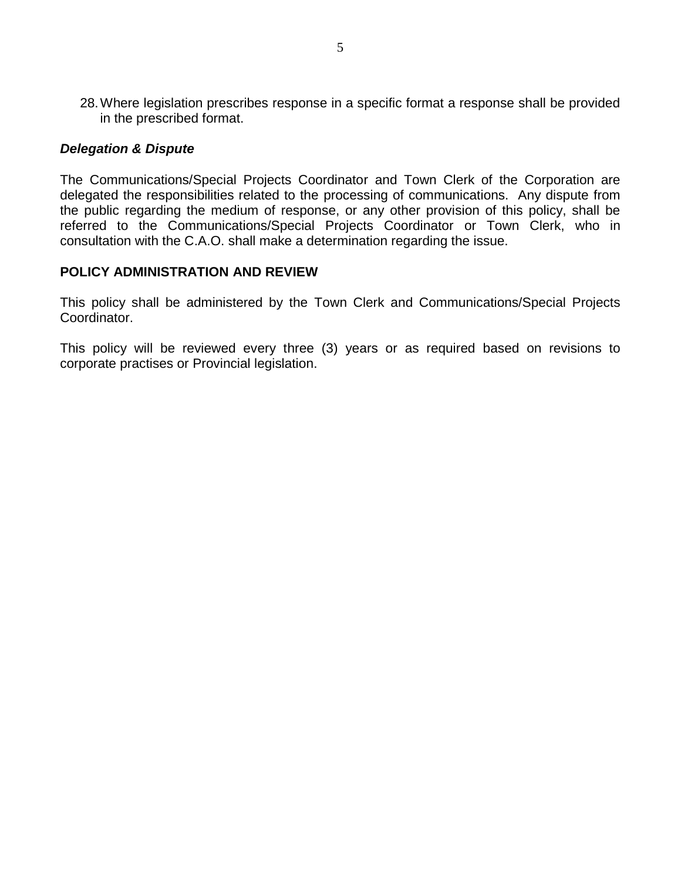28. Where legislation prescribes response in a specific format a response shall be provided in the prescribed format.

### ***Delegation & Dispute***

The Communications/Special Projects Coordinator and Town Clerk of the Corporation are delegated the responsibilities related to the processing of communications. Any dispute from the public regarding the medium of response, or any other provision of this policy, shall be referred to the Communications/Special Projects Coordinator or Town Clerk, who in consultation with the C.A.O. shall make a determination regarding the issue.

## POLICY ADMINISTRATION AND REVIEW

This policy shall be administered by the Town Clerk and Communications/Special Projects Coordinator.

This policy will be reviewed every three (3) years or as required based on revisions to corporate practises or Provincial legislation.